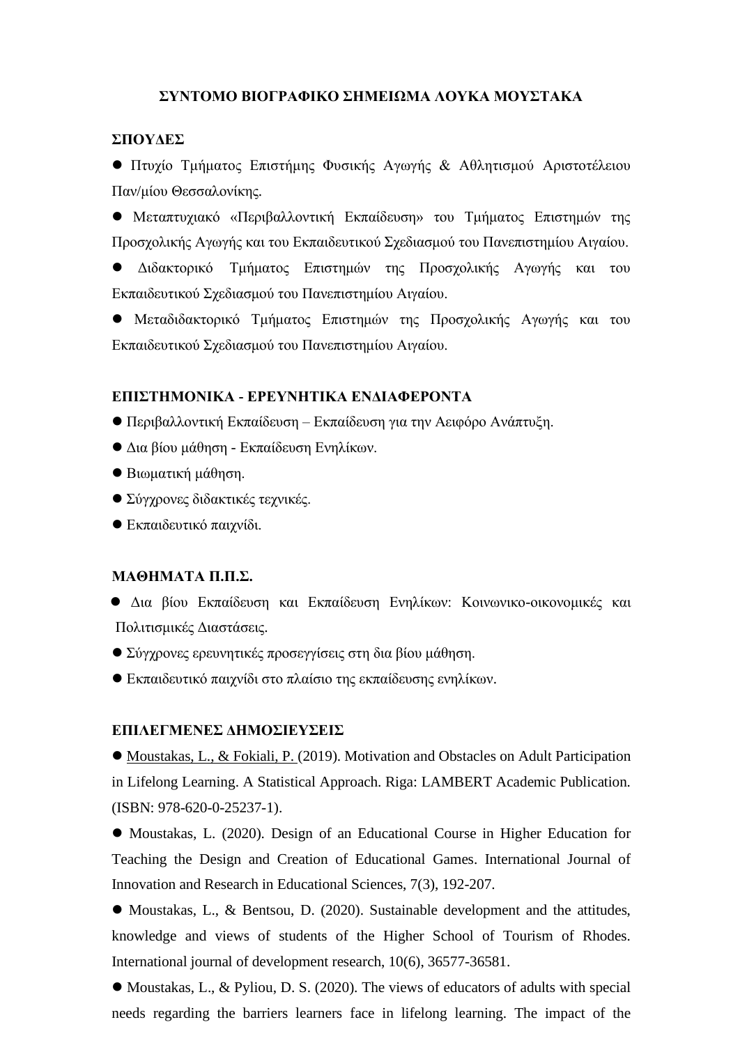# ΣΥΝΤΟΜΟ ΒΙΟΓΡΑΦΙΚΟ ΣΗΜΕΙΩΜΑ ΛΟΥΚΑ ΜΟΥΣΤΑΚΑ

## ΣΠΟΥΔΕΣ

- Πτυχίο Τμήματος Επιστήμης Φυσικής Αγωγής & Αθλητισμού Αριστοτέλειου Παν/μίου Θεσσαλονίκης.
- Μεταπτυχιακό «Περιβαλλοντική Εκπαίδευση» του Τμήματος Επιστημών της Προσχολικής Αγωγής και του Εκπαιδευτικού Σχεδιασμού του Πανεπιστημίου Αιγαίου.
- Διδακτορικό Τμήματος Επιστημών της Προσχολικής Αγωγής και του Εκπαιδευτικού Σχεδιασμού του Πανεπιστημίου Αιγαίου.
- Μεταδιδακτορικό Τμήματος Επιστημών της Προσχολικής Αγωγής και του Εκπαιδευτικού Σχεδιασμού του Πανεπιστημίου Αιγαίου.

## ΕΠΙΣΤΗΜΟΝΙΚΑ - ΕΡΕΥΝΗΤΙΚΑ ΕΝΔΙΑΦΕΡΟΝΤΑ

- Περιβαλλοντική Εκπαίδευση – Εκπαίδευση για την Αειφόρο Ανάπτυξη.
- Δια βίου μάθηση - Εκπαίδευση Ενηλίκων.
- Βιωματική μάθηση.
- Σύγχρονες διδακτικές τεχνικές.
- Εκπαιδευτικό παιχνίδι.

## ΜΑΘΗΜΑΤΑ Π.Π.Σ.

- Δια βίου Εκπαίδευση και Εκπαίδευση Ενηλίκων: Κοινωνικο-οικονομικές και Πολιτισμικές Διαστάσεις.
- Σύγχρονες ερευνητικές προσεγγίσεις στη δια βίου μάθηση.
- Εκπαιδευτικό παιχνίδι στο πλαίσιο της εκπαίδευσης ενηλίκων.

## ΕΠΙΛΕΓΜΕΝΕΣ ΔΗΜΟΣΙΕΥΣΕΙΣ

- Moustakas, L., & Fokiali, P. (2019). Motivation and Obstacles on Adult Participation in Lifelong Learning. A Statistical Approach. Riga: LAMBERT Academic Publication. (ISBN: 978-620-0-25237-1).
- Moustakas, L. (2020). Design of an Educational Course in Higher Education for Teaching the Design and Creation of Educational Games. International Journal of Innovation and Research in Educational Sciences, 7(3), 192-207.
- Moustakas, L., & Bentsou, D. (2020). Sustainable development and the attitudes, knowledge and views of students of the Higher School of Tourism of Rhodes. International journal of development research, 10(6), 36577-36581.
- Moustakas, L., & Pyliou, D. S. (2020). The views of educators of adults with special needs regarding the barriers learners face in lifelong learning. The impact of the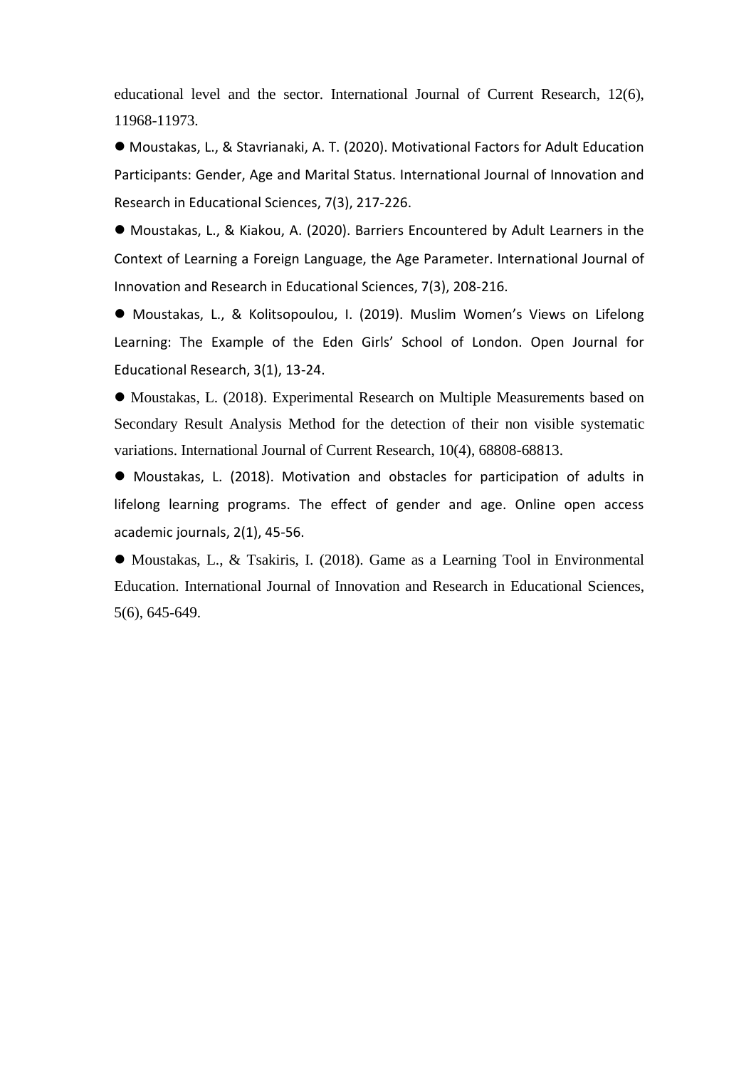educational level and the sector. International Journal of Current Research, 12(6), 11968-11973.

- Moustakas, L., & Stavrianaki, A. T. (2020). Motivational Factors for Adult Education Participants: Gender, Age and Marital Status. International Journal of Innovation and Research in Educational Sciences, 7(3), 217-226.
- Moustakas, L., & Kiakou, A. (2020). Barriers Encountered by Adult Learners in the Context of Learning a Foreign Language, the Age Parameter. International Journal of Innovation and Research in Educational Sciences, 7(3), 208-216.
- Moustakas, L., & Kolitsopoulou, I. (2019). Muslim Women's Views on Lifelong Learning: The Example of the Eden Girls' School of London. Open Journal for Educational Research, 3(1), 13-24.
- Moustakas, L. (2018). Experimental Research on Multiple Measurements based on Secondary Result Analysis Method for the detection of their non visible systematic variations. International Journal of Current Research, 10(4), 68808-68813.
- Moustakas, L. (2018). Motivation and obstacles for participation of adults in lifelong learning programs. The effect of gender and age. Online open access academic journals, 2(1), 45-56.
- Moustakas, L., & Tsakiris, I. (2018). Game as a Learning Tool in Environmental Education. International Journal of Innovation and Research in Educational Sciences, 5(6), 645-649.